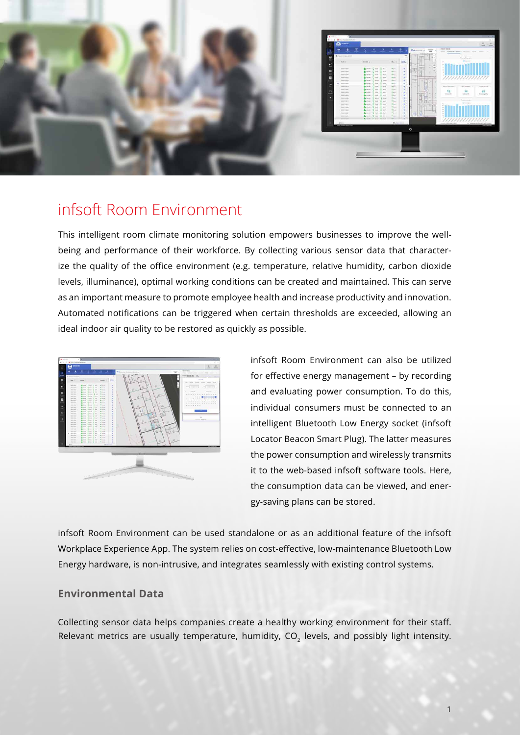# infsoft Room Environment

This intelligent room climate monitoring solution empowers businesses to improve the well-being and performance of their workforce. By collecting various sensor data that characterize the quality of the office environment (e.g. temperature, relative humidity, carbon dioxide levels, illuminance), optimal working conditions can be created and maintained. This can serve as an important measure to promote employee health and increase productivity and innovation. Automated notifications can be triggered when certain thresholds are exceeded, allowing an ideal indoor air quality to be restored as quickly as possible.

infsoft Room Environment can also be utilized for effective energy management – by recording and evaluating power consumption. To do this, individual consumers must be connected to an intelligent Bluetooth Low Energy socket (infsoft Locator Beacon Smart Plug). The latter measures the power consumption and wirelessly transmits it to the web-based infsoft software tools. Here, the consumption data can be viewed, and energy-saving plans can be stored.

infsoft Room Environment can be used standalone or as an additional feature of the infsoft Workplace Experience App. The system relies on cost-effective, low-maintenance Bluetooth Low Energy hardware, is non-intrusive, and integrates seamlessly with existing control systems.

## Environmental Data

Collecting sensor data helps companies create a healthy working environment for their staff. Relevant metrics are usually temperature, humidity, $CO_2$ levels, and possibly light intensity.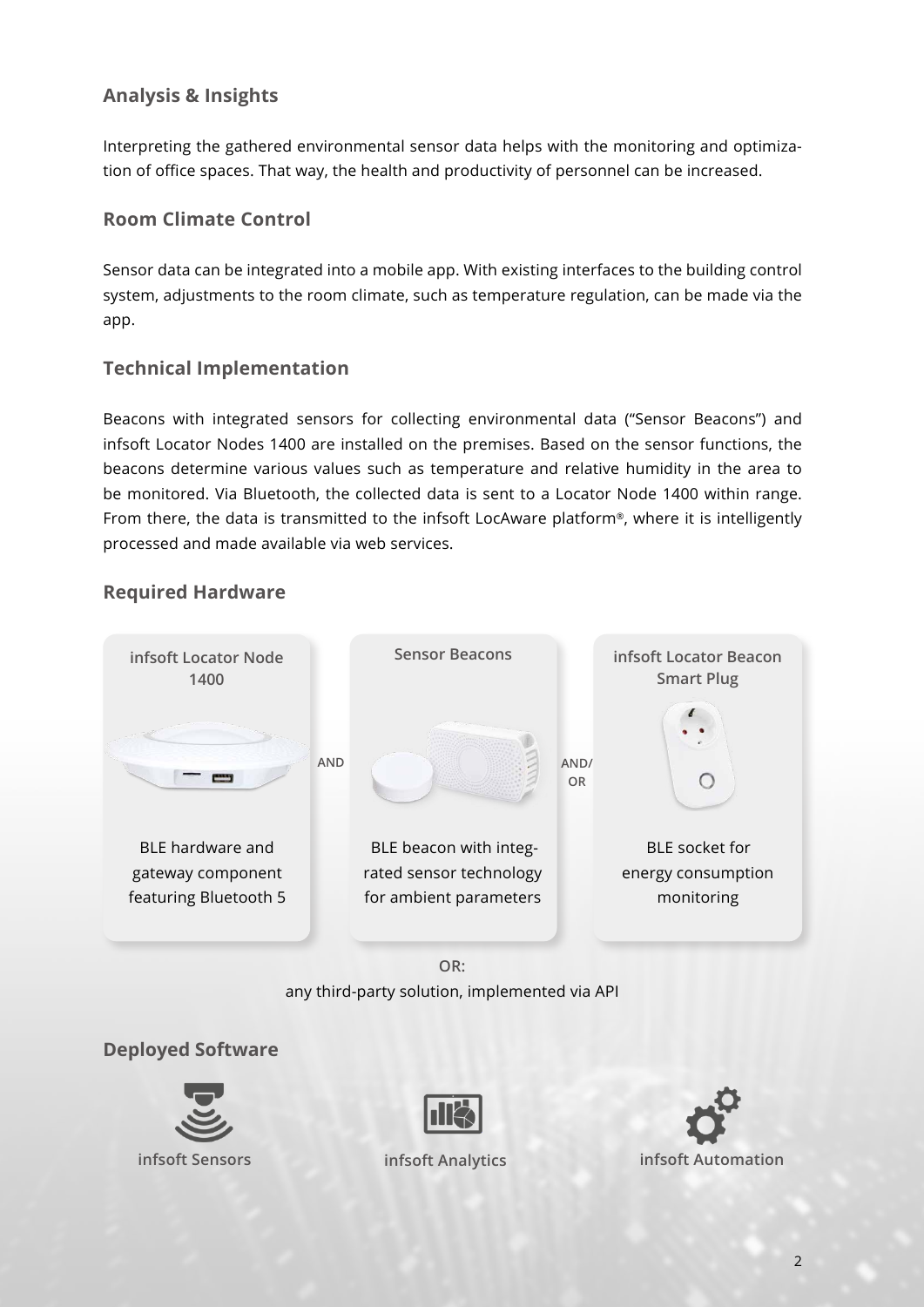### Analysis & Insights

Interpreting the gathered environmental sensor data helps with the monitoring and optimization of office spaces. That way, the health and productivity of personnel can be increased.

### Room Climate Control

Sensor data can be integrated into a mobile app. With existing interfaces to the building control system, adjustments to the room climate, such as temperature regulation, can be made via the app.

### Technical Implementation

Beacons with integrated sensors for collecting environmental data ("Sensor Beacons") and infsoft Locator Nodes 1400 are installed on the premises. Based on the sensor functions, the beacons determine various values such as temperature and relative humidity in the area to be monitored. Via Bluetooth, the collected data is sent to a Locator Node 1400 within range. From there, the data is transmitted to the infsoft LocAware platform®, where it is intelligently processed and made available via web services.

### Required Hardware

**infsoft Locator Node 1400**

BLE hardware and gateway component featuring Bluetooth 5

AND

**Sensor Beacons**

BLE beacon with integrated sensor technology for ambient parameters

AND/OR

**infsoft Locator Beacon Smart Plug**

BLE socket for energy consumption monitoring

**OR:**

any third-party solution, implemented via API

### Deployed Software

**infsoft Sensors**

**infsoft Analytics**

**infsoft Automation**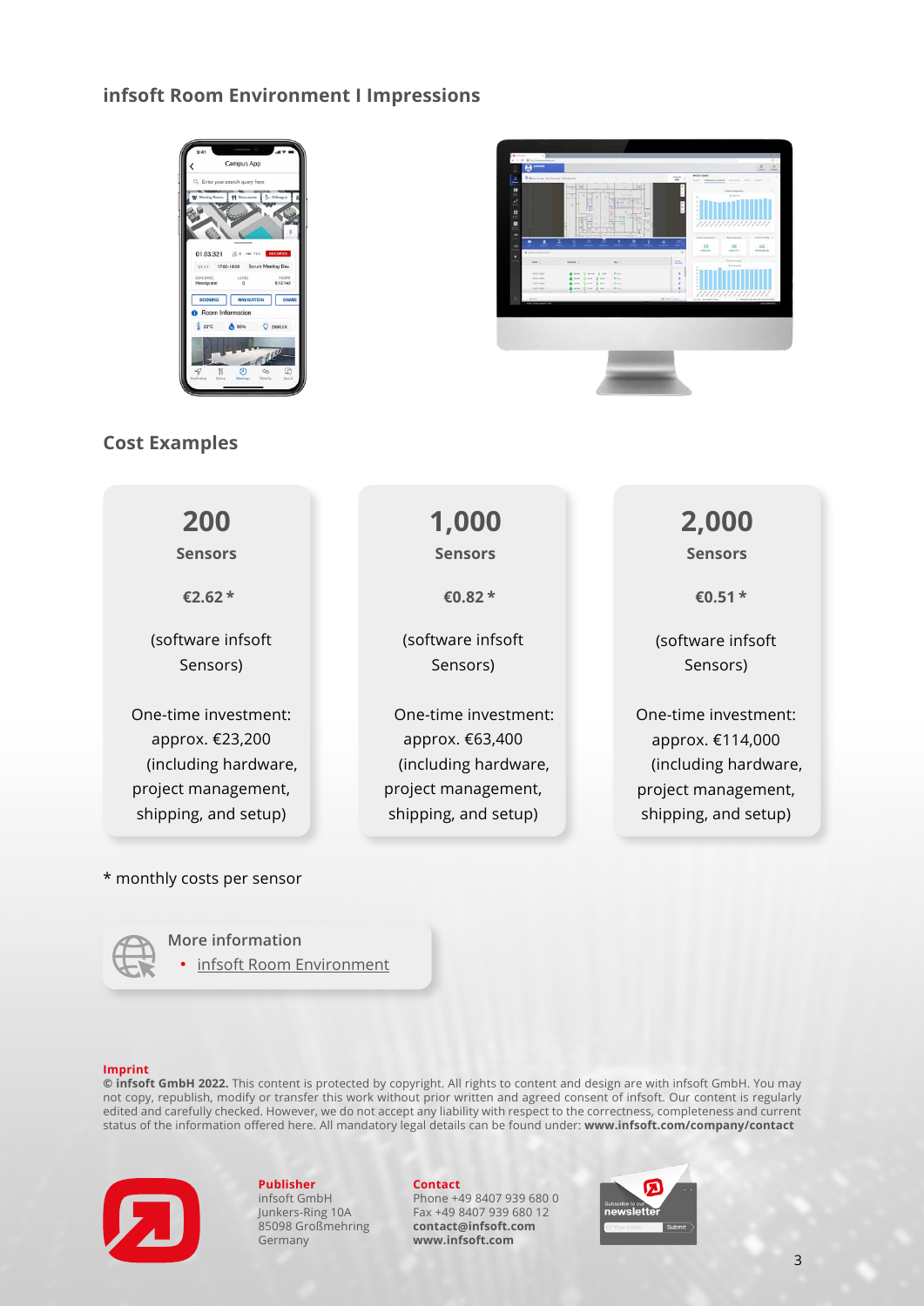## infsoft Room Environment I Impressions

## Cost Examples

| 200 Sensors | 1,000 Sensors | 2,000 Sensors |
|---|---|---|
| €2.62 * | €0.82 * | €0.51 * |
| (software infsoft Sensors) | (software infsoft Sensors) | (software infsoft Sensors) |
| One-time investment: approx. €23,200 (including hardware, project management, shipping, and setup) | One-time investment: approx. €63,400 (including hardware, project management, shipping, and setup) | One-time investment: approx. €114,000 (including hardware, project management, shipping, and setup) |

* monthly costs per sensor

More information

- infsoft Room Environment

**Imprint**

**© infsoft GmbH 2022.** This content is protected by copyright. All rights to content and design are with infsoft GmbH. You may not copy, republish, modify or transfer this work without prior written and agreed consent of infsoft. Our content is regularly edited and carefully checked. However, we do not accept any liability with respect to the correctness, completeness and current status of the information offered here. All mandatory legal details can be found under: **www.infsoft.com/company/contact**

**Publisher**
infsoft GmbH
Junkers-Ring 10A
85098 Großmehring
Germany

**Contact**
Phone +49 8407 939 680 0
Fax +49 8407 939 680 12
**contact@infsoft.com**
**www.infsoft.com**